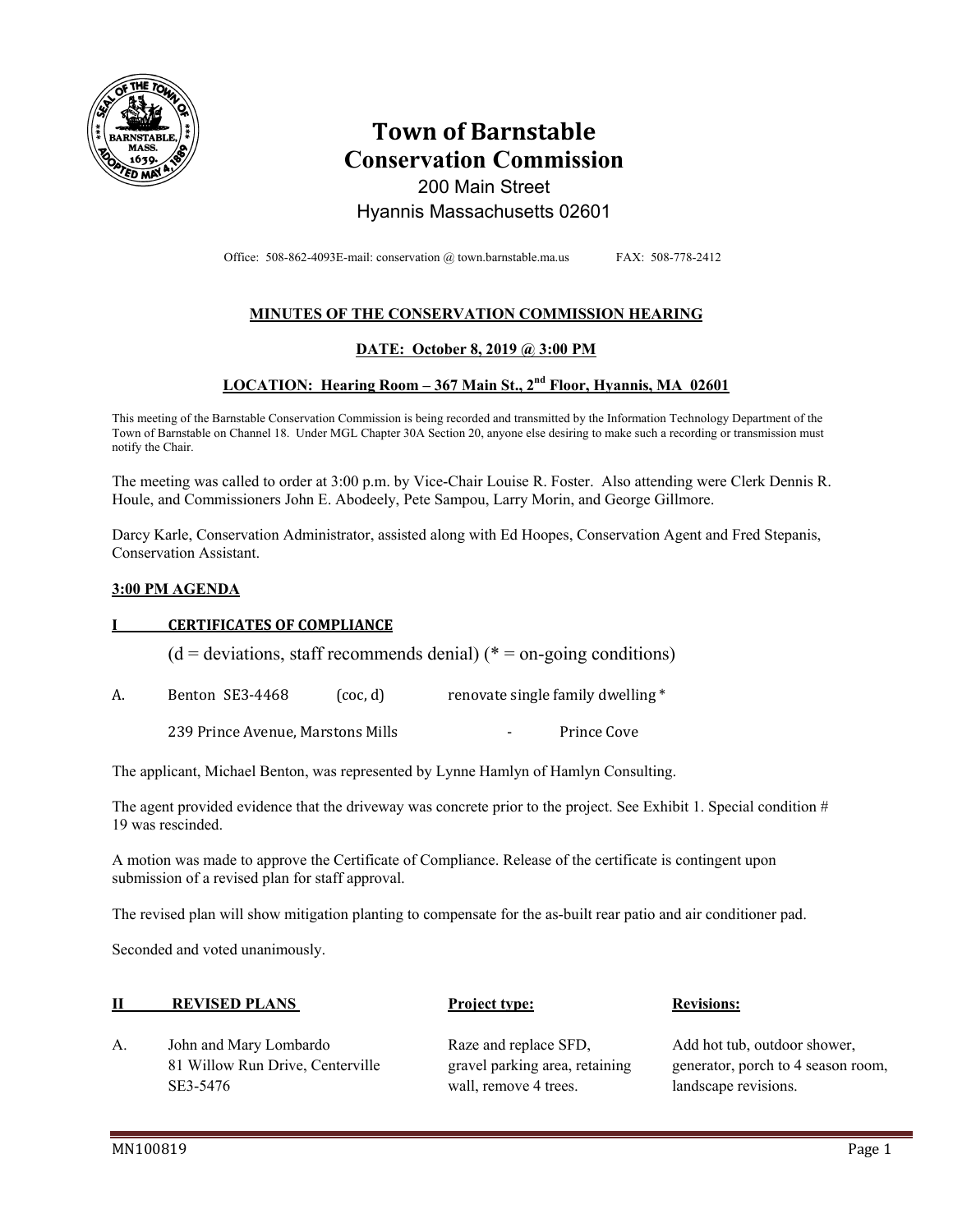# Town of Barnstable Conservation Commission

200 Main Street
Hyannis Massachusetts 02601

Office: 508-862-4093E-mail: conservation @ town.barnstable.ma.us FAX: 508-778-2412

## MINUTES OF THE CONSERVATION COMMISSION HEARING

**DATE: October 8, 2019 @ 3:00 PM**

**LOCATION: Hearing Room – 367 Main St., 2nd Floor, Hyannis, MA 02601**

This meeting of the Barnstable Conservation Commission is being recorded and transmitted by the Information Technology Department of the Town of Barnstable on Channel 18. Under MGL Chapter 30A Section 20, anyone else desiring to make such a recording or transmission must notify the Chair.

The meeting was called to order at 3:00 p.m. by Vice-Chair Louise R. Foster. Also attending were Clerk Dennis R. Houle, and Commissioners John E. Abodeely, Pete Sampou, Larry Morin, and George Gillmore.

Darcy Karle, Conservation Administrator, assisted along with Ed Hoopes, Conservation Agent and Fred Stepanis, Conservation Assistant.

### 3:00 PM AGENDA

### I CERTIFICATES OF COMPLIANCE

(d = deviations, staff recommends denial) (* = on-going conditions)

A. Benton SE3-4468 (coc, d) renovate single family dwelling *

239 Prince Avenue, Marstons Mills - Prince Cove

The applicant, Michael Benton, was represented by Lynne Hamlyn of Hamlyn Consulting.

The agent provided evidence that the driveway was concrete prior to the project. See Exhibit 1. Special condition # 19 was rescinded.

A motion was made to approve the Certificate of Compliance. Release of the certificate is contingent upon submission of a revised plan for staff approval.

The revised plan will show mitigation planting to compensate for the as-built rear patio and air conditioner pad.

Seconded and voted unanimously.

| **II REVISED PLANS** | **Project type:** | **Revisions:** |
|---|---|---|
| A. John and Mary Lombardo<br>81 Willow Run Drive, Centerville<br>SE3-5476 | Raze and replace SFD, gravel parking area, retaining wall, remove 4 trees. | Add hot tub, outdoor shower, generator, porch to 4 season room, landscape revisions. |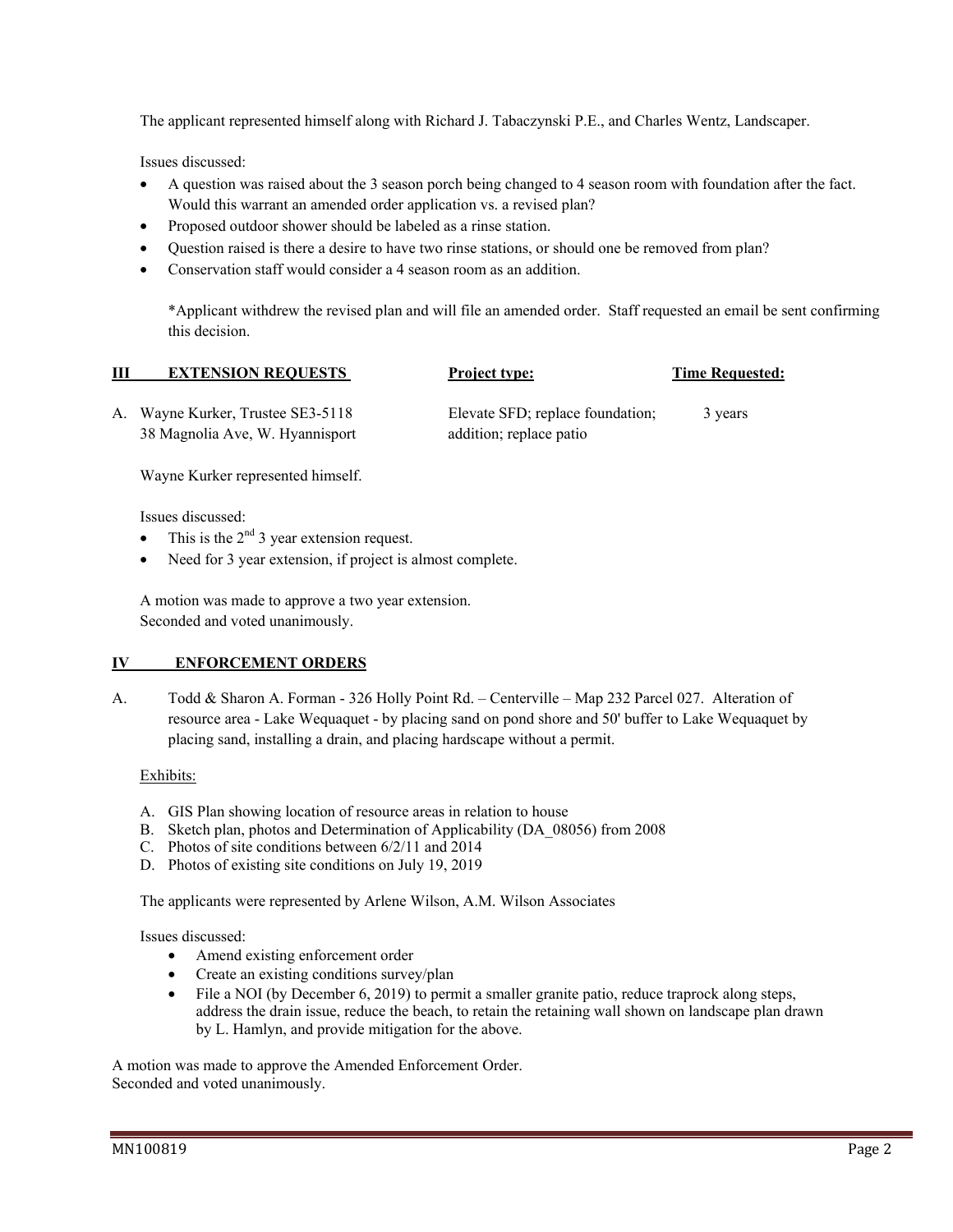The applicant represented himself along with Richard J. Tabaczynski P.E., and Charles Wentz, Landscaper.

Issues discussed:

- A question was raised about the 3 season porch being changed to 4 season room with foundation after the fact. Would this warrant an amended order application vs. a revised plan?
- Proposed outdoor shower should be labeled as a rinse station.
- Question raised is there a desire to have two rinse stations, or should one be removed from plan?
- Conservation staff would consider a 4 season room as an addition.

*Applicant withdrew the revised plan and will file an amended order. Staff requested an email be sent confirming this decision.

## III EXTENSION REQUESTS

| | Project type: | Time Requested: |
|---|---|---|
| A. Wayne Kurker, Trustee SE3-5118<br>38 Magnolia Ave, W. Hyannisport | Elevate SFD; replace foundation; addition; replace patio | 3 years |

Wayne Kurker represented himself.

Issues discussed:

- This is the 2nd 3 year extension request.
- Need for 3 year extension, if project is almost complete.

A motion was made to approve a two year extension.
Seconded and voted unanimously.

## IV ENFORCEMENT ORDERS

A. Todd & Sharon A. Forman - 326 Holly Point Rd. – Centerville – Map 232 Parcel 027. Alteration of resource area - Lake Wequaquet - by placing sand on pond shore and 50' buffer to Lake Wequaquet by placing sand, installing a drain, and placing hardscape without a permit.

Exhibits:

A. GIS Plan showing location of resource areas in relation to house
B. Sketch plan, photos and Determination of Applicability (DA_08056) from 2008
C. Photos of site conditions between 6/2/11 and 2014
D. Photos of existing site conditions on July 19, 2019

The applicants were represented by Arlene Wilson, A.M. Wilson Associates

Issues discussed:

- Amend existing enforcement order
- Create an existing conditions survey/plan
- File a NOI (by December 6, 2019) to permit a smaller granite patio, reduce traprock along steps, address the drain issue, reduce the beach, to retain the retaining wall shown on landscape plan drawn by L. Hamlyn, and provide mitigation for the above.

A motion was made to approve the Amended Enforcement Order.
Seconded and voted unanimously.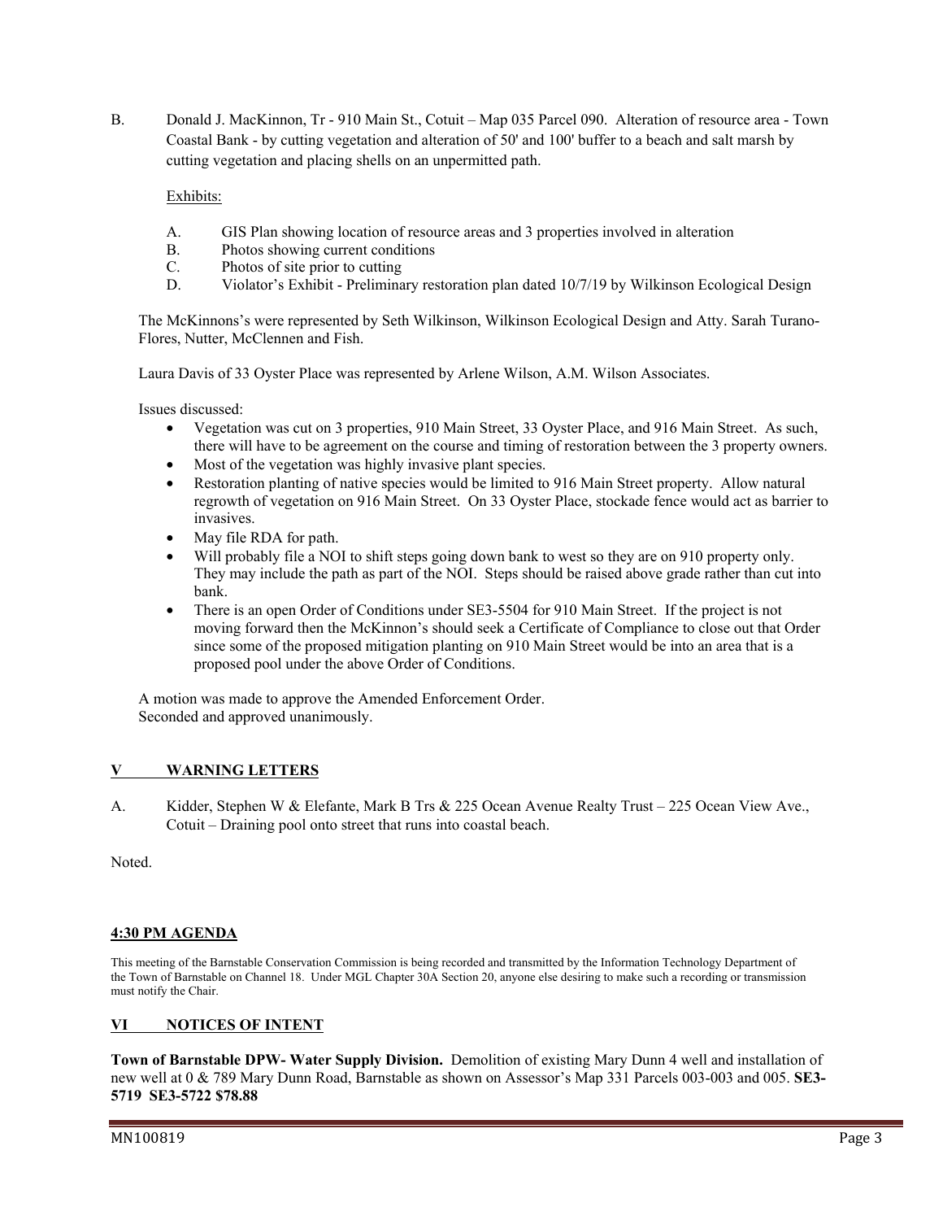B. Donald J. MacKinnon, Tr - 910 Main St., Cotuit – Map 035 Parcel 090. Alteration of resource area - Town Coastal Bank - by cutting vegetation and alteration of 50' and 100' buffer to a beach and salt marsh by cutting vegetation and placing shells on an unpermitted path.

Exhibits:

A. GIS Plan showing location of resource areas and 3 properties involved in alteration
B. Photos showing current conditions
C. Photos of site prior to cutting
D. Violator's Exhibit - Preliminary restoration plan dated 10/7/19 by Wilkinson Ecological Design

The McKinnons's were represented by Seth Wilkinson, Wilkinson Ecological Design and Atty. Sarah Turano-Flores, Nutter, McClennen and Fish.

Laura Davis of 33 Oyster Place was represented by Arlene Wilson, A.M. Wilson Associates.

Issues discussed:

- Vegetation was cut on 3 properties, 910 Main Street, 33 Oyster Place, and 916 Main Street. As such, there will have to be agreement on the course and timing of restoration between the 3 property owners.
- Most of the vegetation was highly invasive plant species.
- Restoration planting of native species would be limited to 916 Main Street property. Allow natural regrowth of vegetation on 916 Main Street. On 33 Oyster Place, stockade fence would act as barrier to invasives.
- May file RDA for path.
- Will probably file a NOI to shift steps going down bank to west so they are on 910 property only. They may include the path as part of the NOI. Steps should be raised above grade rather than cut into bank.
- There is an open Order of Conditions under SE3-5504 for 910 Main Street. If the project is not moving forward then the McKinnon's should seek a Certificate of Compliance to close out that Order since some of the proposed mitigation planting on 910 Main Street would be into an area that is a proposed pool under the above Order of Conditions.

A motion was made to approve the Amended Enforcement Order.
Seconded and approved unanimously.

## V WARNING LETTERS

A. Kidder, Stephen W & Elefante, Mark B Trs & 225 Ocean Avenue Realty Trust – 225 Ocean View Ave., Cotuit – Draining pool onto street that runs into coastal beach.

Noted.

## 4:30 PM AGENDA

This meeting of the Barnstable Conservation Commission is being recorded and transmitted by the Information Technology Department of the Town of Barnstable on Channel 18. Under MGL Chapter 30A Section 20, anyone else desiring to make such a recording or transmission must notify the Chair.

## VI NOTICES OF INTENT

**Town of Barnstable DPW- Water Supply Division.** Demolition of existing Mary Dunn 4 well and installation of new well at 0 & 789 Mary Dunn Road, Barnstable as shown on Assessor's Map 331 Parcels 003-003 and 005. **SE3-5719 SE3-5722 $78.88**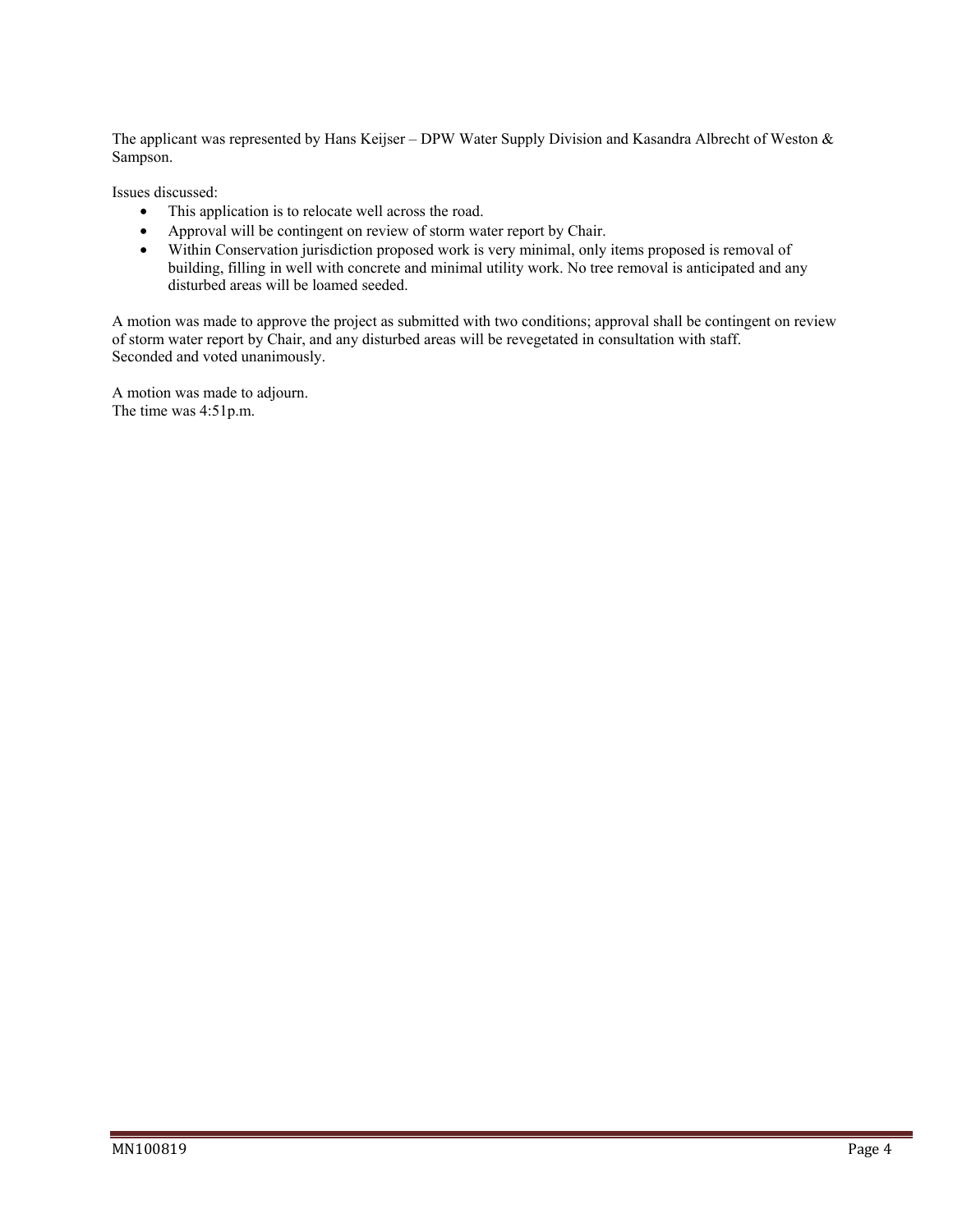The applicant was represented by Hans Keijser – DPW Water Supply Division and Kasandra Albrecht of Weston & Sampson.

Issues discussed:

- This application is to relocate well across the road.
- Approval will be contingent on review of storm water report by Chair.
- Within Conservation jurisdiction proposed work is very minimal, only items proposed is removal of building, filling in well with concrete and minimal utility work. No tree removal is anticipated and any disturbed areas will be loamed seeded.

A motion was made to approve the project as submitted with two conditions; approval shall be contingent on review of storm water report by Chair, and any disturbed areas will be revegetated in consultation with staff.
Seconded and voted unanimously.

A motion was made to adjourn.
The time was 4:51p.m.